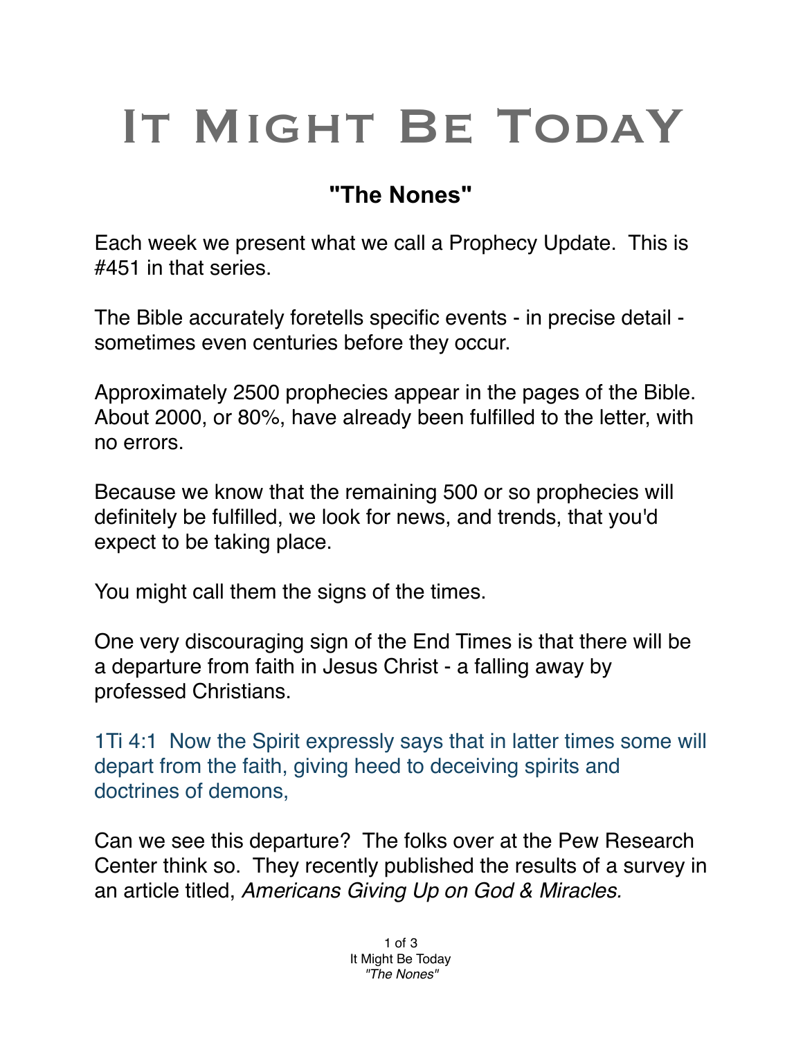# It Might Be TodaY

## "The Nones"

Each week we present what we call a Prophecy Update. This is #451 in that series.

The Bible accurately foretells specific events - in precise detail - sometimes even centuries before they occur.

Approximately 2500 prophecies appear in the pages of the Bible. About 2000, or 80%, have already been fulfilled to the letter, with no errors.

Because we know that the remaining 500 or so prophecies will definitely be fulfilled, we look for news, and trends, that you'd expect to be taking place.

You might call them the signs of the times.

One very discouraging sign of the End Times is that there will be a departure from faith in Jesus Christ - a falling away by professed Christians.

1Ti 4:1 Now the Spirit expressly says that in latter times some will depart from the faith, giving heed to deceiving spirits and doctrines of demons,

Can we see this departure? The folks over at the Pew Research Center think so. They recently published the results of a survey in an article titled, *Americans Giving Up on God & Miracles.*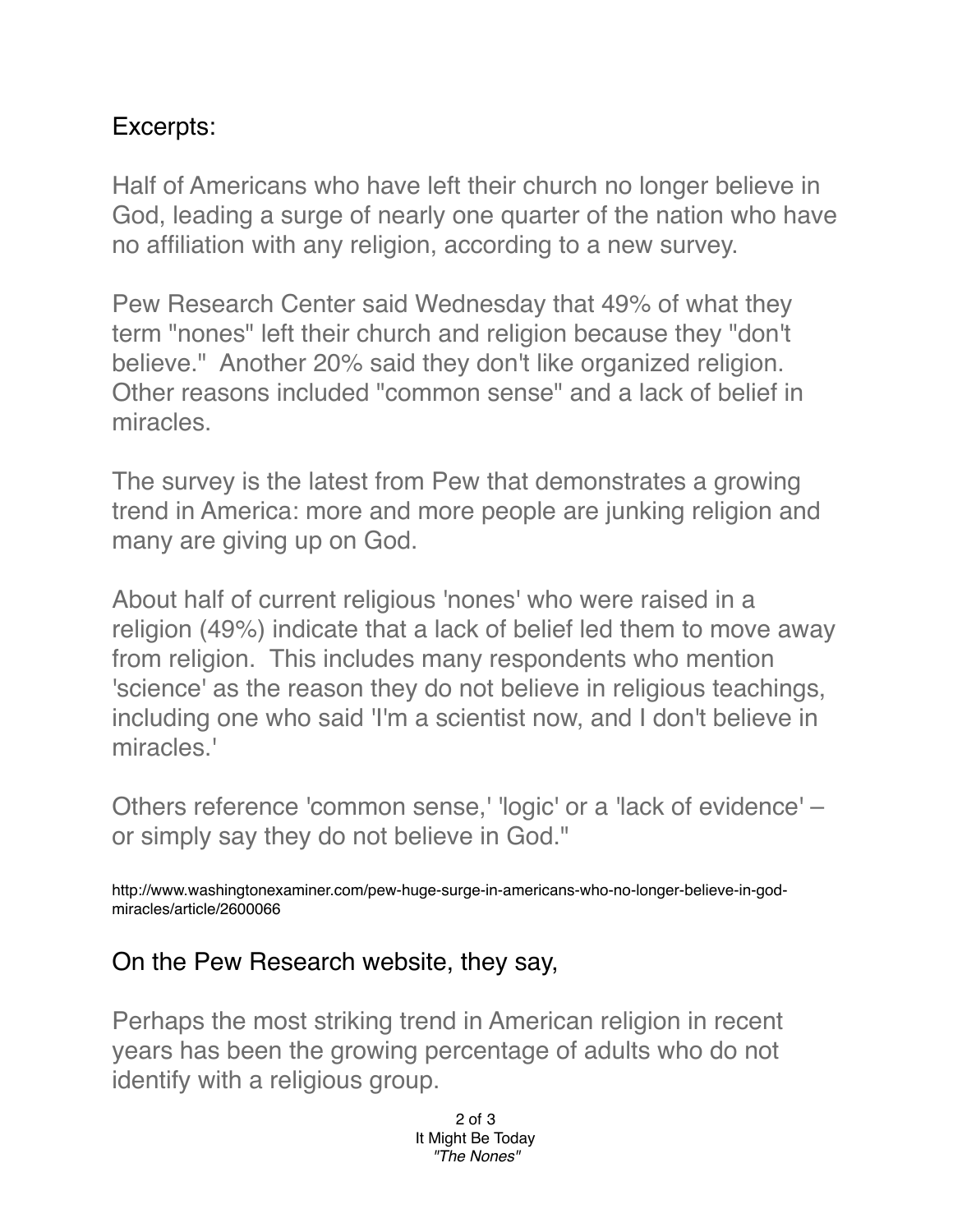Excerpts:

Half of Americans who have left their church no longer believe in God, leading a surge of nearly one quarter of the nation who have no affiliation with any religion, according to a new survey.

Pew Research Center said Wednesday that 49% of what they term "nones" left their church and religion because they "don't believe." Another 20% said they don't like organized religion. Other reasons included "common sense" and a lack of belief in miracles.

The survey is the latest from Pew that demonstrates a growing trend in America: more and more people are junking religion and many are giving up on God.

About half of current religious 'nones' who were raised in a religion (49%) indicate that a lack of belief led them to move away from religion. This includes many respondents who mention 'science' as the reason they do not believe in religious teachings, including one who said 'I'm a scientist now, and I don't believe in miracles.'

Others reference 'common sense,' 'logic' or a 'lack of evidence' – or simply say they do not believe in God."

http://www.washingtonexaminer.com/pew-huge-surge-in-americans-who-no-longer-believe-in-god-miracles/article/2600066

On the Pew Research website, they say,

Perhaps the most striking trend in American religion in recent years has been the growing percentage of adults who do not identify with a religious group.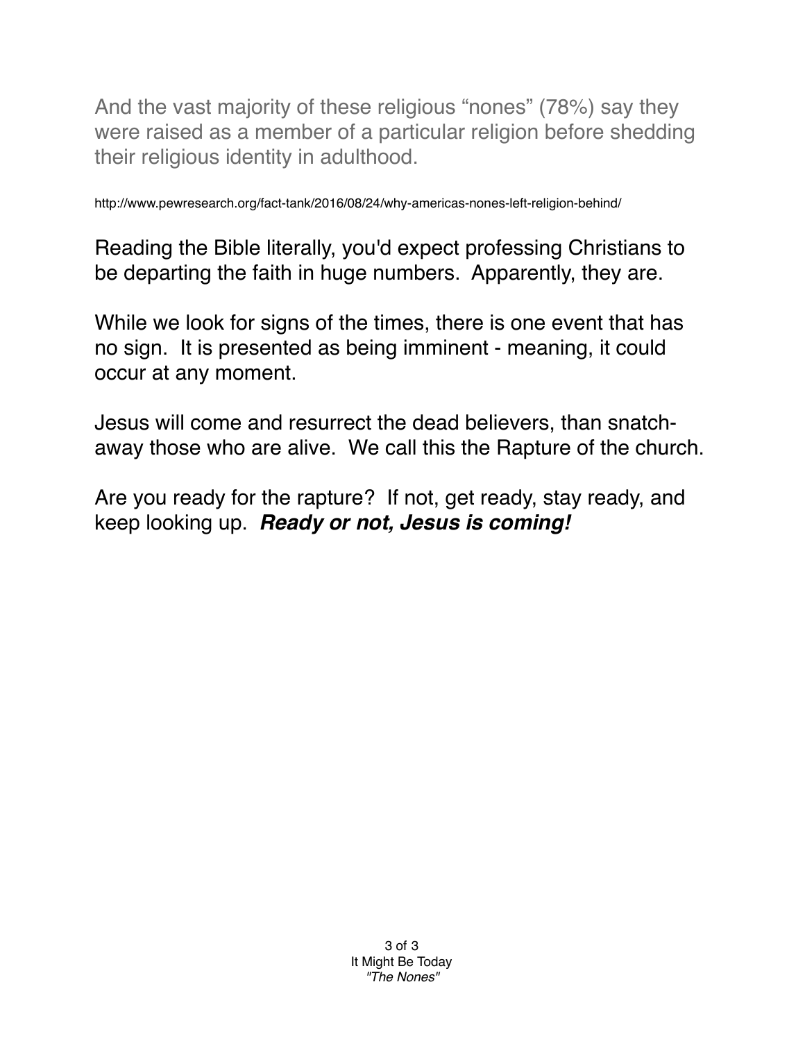And the vast majority of these religious “nones” (78%) say they were raised as a member of a particular religion before shedding their religious identity in adulthood.

http://www.pewresearch.org/fact-tank/2016/08/24/why-americas-nones-left-religion-behind/

Reading the Bible literally, you'd expect professing Christians to be departing the faith in huge numbers. Apparently, they are.

While we look for signs of the times, there is one event that has no sign. It is presented as being imminent - meaning, it could occur at any moment.

Jesus will come and resurrect the dead believers, than snatch-away those who are alive. We call this the Rapture of the church.

Are you ready for the rapture? If not, get ready, stay ready, and keep looking up. ***Ready or not, Jesus is coming!***